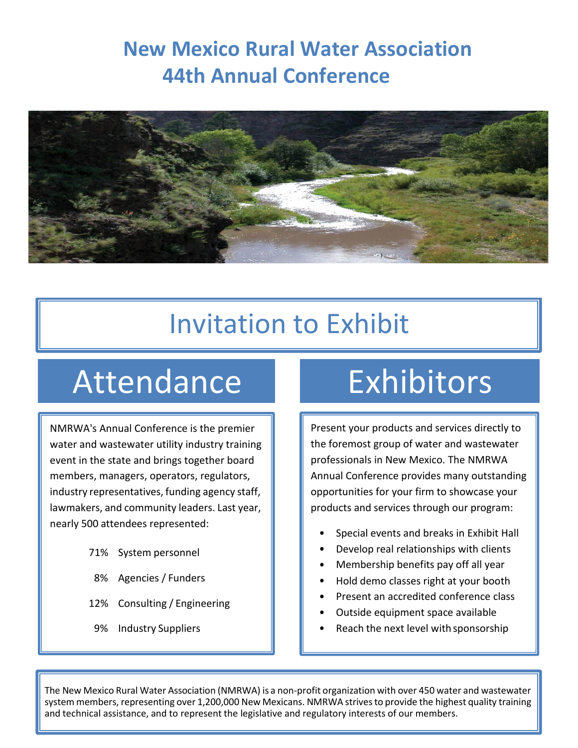# New Mexico Rural Water Association 44th Annual Conference

## Invitation to Exhibit

## Attendance

NMRWA's Annual Conference is the premier water and wastewater utility industry training event in the state and brings together board members, managers, operators, regulators, industry representatives, funding agency staff, lawmakers, and community leaders. Last year, nearly 500 attendees represented:

| | |
|---|---|
| 71% | System personnel |
| 8% | Agencies / Funders |
| 12% | Consulting / Engineering |
| 9% | Industry Suppliers |

## Exhibitors

Present your products and services directly to the foremost group of water and wastewater professionals in New Mexico. The NMRWA Annual Conference provides many outstanding opportunities for your firm to showcase your products and services through our program:

- Special events and breaks in Exhibit Hall
- Develop real relationships with clients
- Membership benefits pay off all year
- Hold demo classes right at your booth
- Present an accredited conference class
- Outside equipment space available
- Reach the next level with sponsorship

The New Mexico Rural Water Association (NMRWA) is a non-profit organization with over 450 water and wastewater system members, representing over 1,200,000 New Mexicans. NMRWA strives to provide the highest quality training and technical assistance, and to represent the legislative and regulatory interests of our members.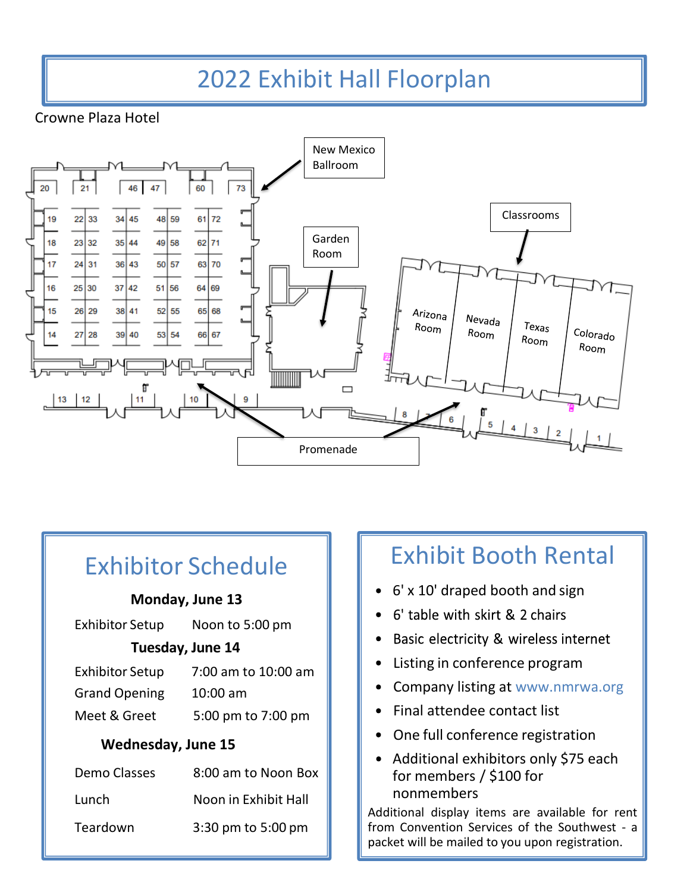# 2022 Exhibit Hall Floorplan

Crowne Plaza Hotel

New Mexico Ballroom

Garden Room

Classrooms

Arizona Room

Nevada Room

Texas Room

Colorado Room

Promenade

## Exhibitor Schedule

**Monday, June 13**

| | |
|---|---|
| Exhibitor Setup | Noon to 5:00 pm |

**Tuesday, June 14**

| | |
|---|---|
| Exhibitor Setup | 7:00 am to 10:00 am |
| Grand Opening | 10:00 am |
| Meet & Greet | 5:00 pm to 7:00 pm |

**Wednesday, June 15**

| | |
|---|---|
| Demo Classes | 8:00 am to Noon Box |
| Lunch | Noon in Exhibit Hall |
| Teardown | 3:30 pm to 5:00 pm |

## Exhibit Booth Rental

- 6' x 10' draped booth and sign
- 6' table with skirt & 2 chairs
- Basic electricity & wireless internet
- Listing in conference program
- Company listing at www.nmrwa.org
- Final attendee contact list
- One full conference registration
- Additional exhibitors only $75 each for members / $100 for nonmembers

Additional display items are available for rent from Convention Services of the Southwest - a packet will be mailed to you upon registration.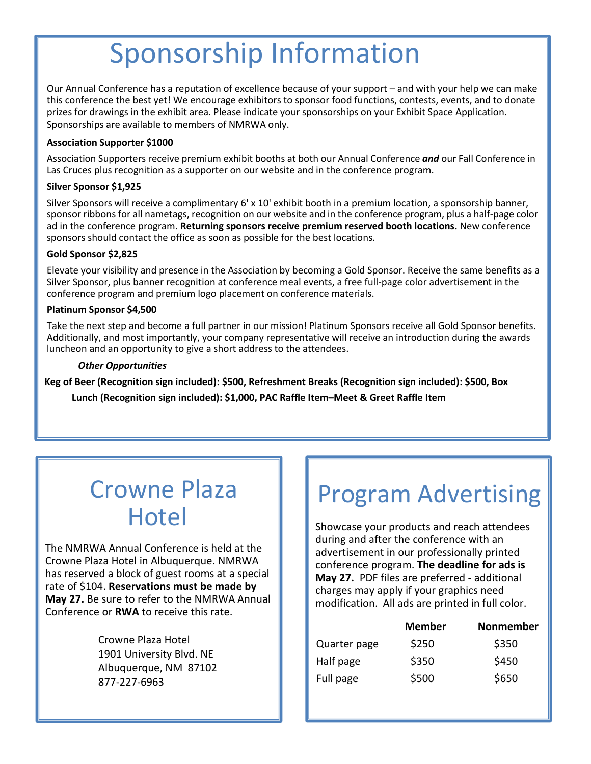# Sponsorship Information

Our Annual Conference has a reputation of excellence because of your support – and with your help we can make this conference the best yet! We encourage exhibitors to sponsor food functions, contests, events, and to donate prizes for drawings in the exhibit area. Please indicate your sponsorships on your Exhibit Space Application. Sponsorships are available to members of NMRWA only.

**Association Supporter $1000**

Association Supporters receive premium exhibit booths at both our Annual Conference ***and*** our Fall Conference in Las Cruces plus recognition as a supporter on our website and in the conference program.

**Silver Sponsor $1,925**

Silver Sponsors will receive a complimentary 6' x 10' exhibit booth in a premium location, a sponsorship banner, sponsor ribbons for all nametags, recognition on our website and in the conference program, plus a half-page color ad in the conference program. **Returning sponsors receive premium reserved booth locations.** New conference sponsors should contact the office as soon as possible for the best locations.

**Gold Sponsor $2,825**

Elevate your visibility and presence in the Association by becoming a Gold Sponsor. Receive the same benefits as a Silver Sponsor, plus banner recognition at conference meal events, a free full-page color advertisement in the conference program and premium logo placement on conference materials.

**Platinum Sponsor $4,500**

Take the next step and become a full partner in our mission! Platinum Sponsors receive all Gold Sponsor benefits. Additionally, and most importantly, your company representative will receive an introduction during the awards luncheon and an opportunity to give a short address to the attendees.

***Other Opportunities***

**Keg of Beer (Recognition sign included): $500, Refreshment Breaks (Recognition sign included): $500, Box Lunch (Recognition sign included): $1,000, PAC Raffle Item–Meet & Greet Raffle Item**

# Crowne Plaza Hotel

The NMRWA Annual Conference is held at the Crowne Plaza Hotel in Albuquerque. NMRWA has reserved a block of guest rooms at a special rate of $104. **Reservations must be made by May 27.** Be sure to refer to the NMRWA Annual Conference or **RWA** to receive this rate.

Crowne Plaza Hotel
1901 University Blvd. NE
Albuquerque, NM 87102
877-227-6963

# Program Advertising

Showcase your products and reach attendees during and after the conference with an advertisement in our professionally printed conference program. **The deadline for ads is May 27.** PDF files are preferred - additional charges may apply if your graphics need modification. All ads are printed in full color.

| | Member | Nonmember |
|---|---|---|
| Quarter page | $250 | $350 |
| Half page | $350 | $450 |
| Full page | $500 | $650 |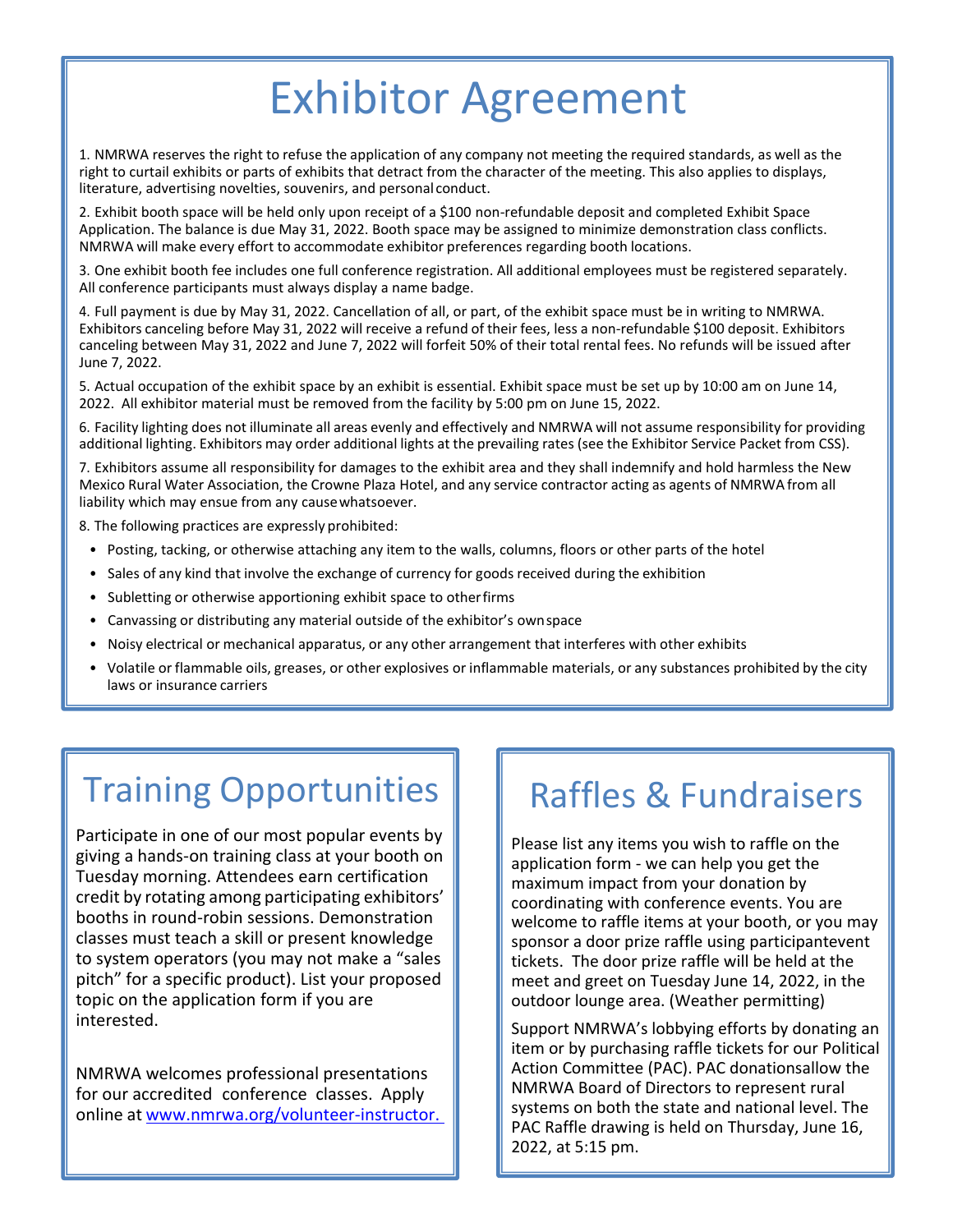# Exhibitor Agreement

1. NMRWA reserves the right to refuse the application of any company not meeting the required standards, as well as the right to curtail exhibits or parts of exhibits that detract from the character of the meeting. This also applies to displays, literature, advertising novelties, souvenirs, and personal conduct.

2. Exhibit booth space will be held only upon receipt of a $100 non-refundable deposit and completed Exhibit Space Application. The balance is due May 31, 2022. Booth space may be assigned to minimize demonstration class conflicts. NMRWA will make every effort to accommodate exhibitor preferences regarding booth locations.

3. One exhibit booth fee includes one full conference registration. All additional employees must be registered separately. All conference participants must always display a name badge.

4. Full payment is due by May 31, 2022. Cancellation of all, or part, of the exhibit space must be in writing to NMRWA. Exhibitors canceling before May 31, 2022 will receive a refund of their fees, less a non-refundable $100 deposit. Exhibitors canceling between May 31, 2022 and June 7, 2022 will forfeit 50% of their total rental fees. No refunds will be issued after June 7, 2022.

5. Actual occupation of the exhibit space by an exhibit is essential. Exhibit space must be set up by 10:00 am on June 14, 2022. All exhibitor material must be removed from the facility by 5:00 pm on June 15, 2022.

6. Facility lighting does not illuminate all areas evenly and effectively and NMRWA will not assume responsibility for providing additional lighting. Exhibitors may order additional lights at the prevailing rates (see the Exhibitor Service Packet from CSS).

7. Exhibitors assume all responsibility for damages to the exhibit area and they shall indemnify and hold harmless the New Mexico Rural Water Association, the Crowne Plaza Hotel, and any service contractor acting as agents of NMRWA from all liability which may ensue from any cause whatsoever.

8. The following practices are expressly prohibited:

- Posting, tacking, or otherwise attaching any item to the walls, columns, floors or other parts of the hotel
- Sales of any kind that involve the exchange of currency for goods received during the exhibition
- Subletting or otherwise apportioning exhibit space to other firms
- Canvassing or distributing any material outside of the exhibitor's own space
- Noisy electrical or mechanical apparatus, or any other arrangement that interferes with other exhibits
- Volatile or flammable oils, greases, or other explosives or inflammable materials, or any substances prohibited by the city laws or insurance carriers

# Training Opportunities

Participate in one of our most popular events by giving a hands-on training class at your booth on Tuesday morning. Attendees earn certification credit by rotating among participating exhibitors' booths in round-robin sessions. Demonstration classes must teach a skill or present knowledge to system operators (you may not make a "sales pitch" for a specific product). List your proposed topic on the application form if you are interested.

NMRWA welcomes professional presentations for our accredited conference classes. Apply online at [www.nmrwa.org/volunteer-instructor.](www.nmrwa.org/volunteer-instructor)

# Raffles & Fundraisers

Please list any items you wish to raffle on the application form - we can help you get the maximum impact from your donation by coordinating with conference events. You are welcome to raffle items at your booth, or you may sponsor a door prize raffle using participant event tickets. The door prize raffle will be held at the meet and greet on Tuesday June 14, 2022, in the outdoor lounge area. (Weather permitting)

Support NMRWA's lobbying efforts by donating an item or by purchasing raffle tickets for our Political Action Committee (PAC). PAC donations allow the NMRWA Board of Directors to represent rural systems on both the state and national level. The PAC Raffle drawing is held on Thursday, June 16, 2022, at 5:15 pm.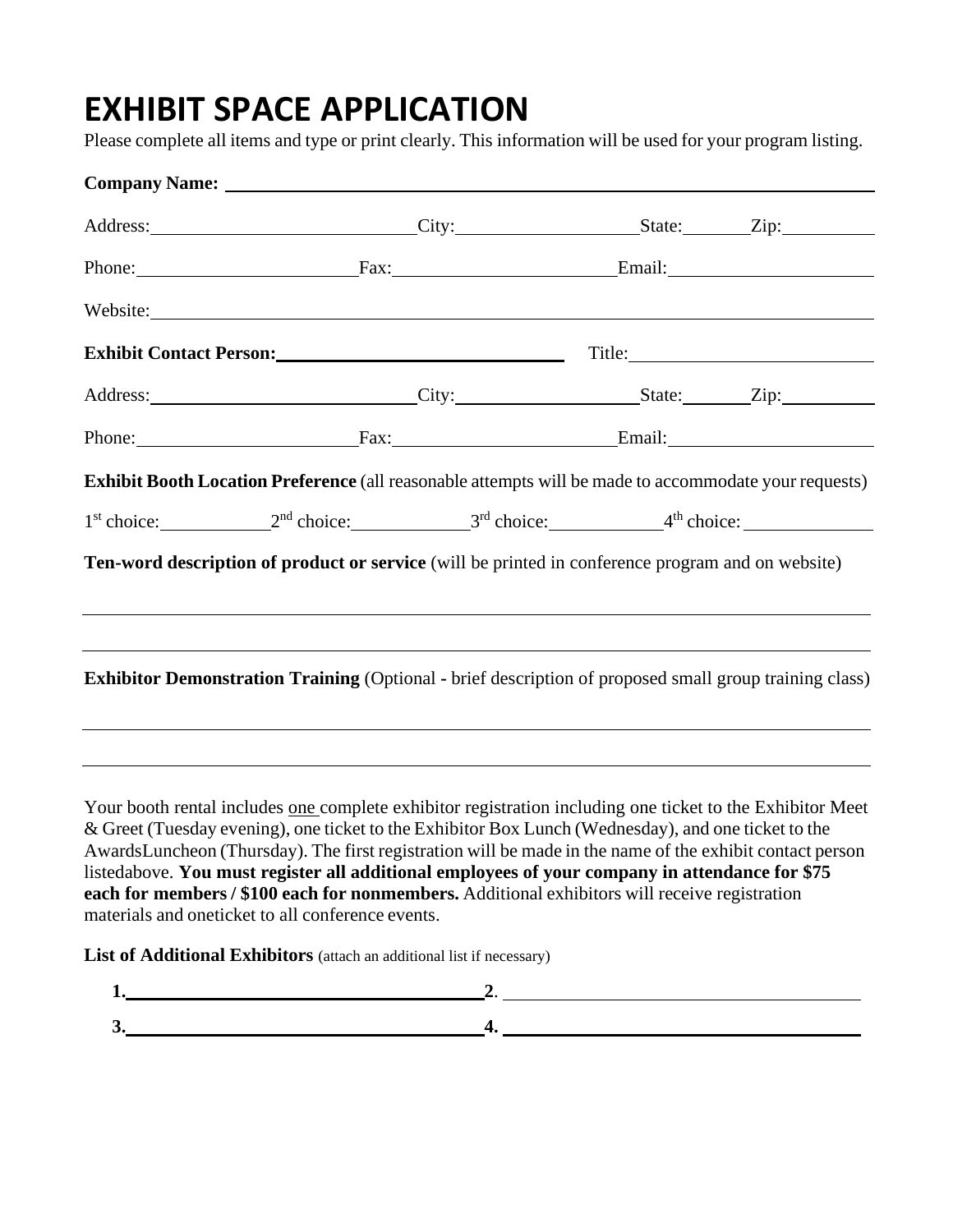# EXHIBIT SPACE APPLICATION

Please complete all items and type or print clearly. This information will be used for your program listing.

**Company Name:** ______________________________________________

Address: ____________________ City: ______________ State: ______ Zip: ________

Phone: ________________ Fax: ________________ Email: ________________

Website: ______________________________________________

**Exhibit Contact Person:** ________________________ Title: ________________

Address: ____________________ City: ______________ State: ______ Zip: ________

Phone: ________________ Fax: ________________ Email: ________________

**Exhibit Booth Location Preference** (all reasonable attempts will be made to accommodate your requests)

1st choice: __________ 2nd choice: __________ 3rd choice: __________ 4th choice: __________

**Ten-word description of product or service** (will be printed in conference program and on website)

______________________________________________

______________________________________________

**Exhibitor Demonstration Training** (Optional - brief description of proposed small group training class)

______________________________________________

______________________________________________

Your booth rental includes one complete exhibitor registration including one ticket to the Exhibitor Meet & Greet (Tuesday evening), one ticket to the Exhibitor Box Lunch (Wednesday), and one ticket to the AwardsLuncheon (Thursday). The first registration will be made in the name of the exhibit contact person listedabove. **You must register all additional employees of your company in attendance for $75 each for members / $100 each for nonmembers.** Additional exhibitors will receive registration materials and oneticket to all conference events.

**List of Additional Exhibitors** (attach an additional list if necessary)

**1.** ____________________ **2**. ____________________

**3.** ____________________ **4.** ____________________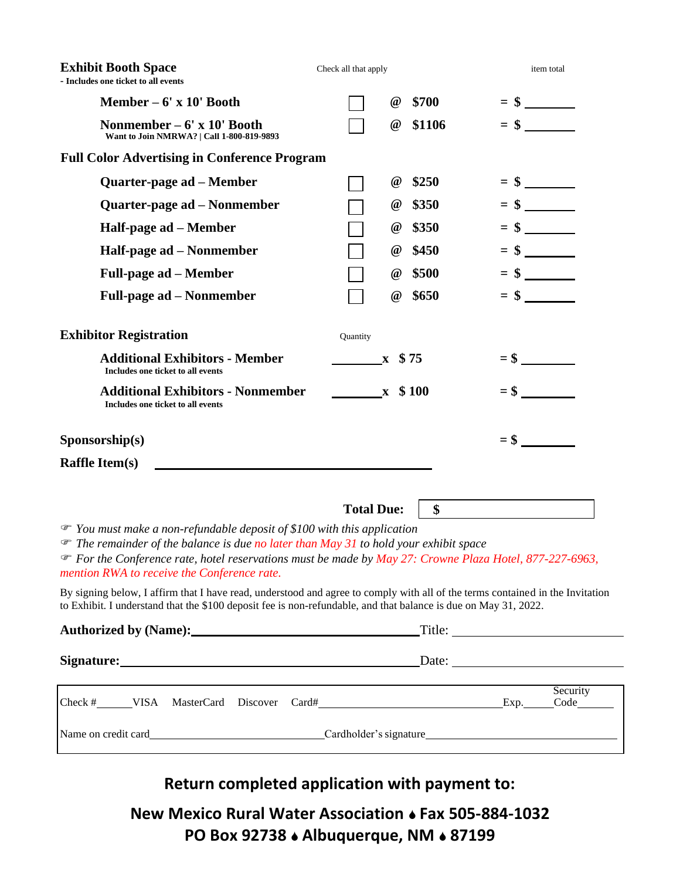**Exhibit Booth Space**
**- Includes one ticket to all events**

| | Check all that apply | | item total |
|---|---|---|---|
| **Member – 6' x 10' Booth** | ☐ | **@ $700** | **= $ \_\_\_\_\_\_\_\_** |
| **Nonmember – 6' x 10' Booth**<br>**Want to Join NMRWA? \| Call 1-800-819-9893** | ☐ | **@ $1106** | **= $ \_\_\_\_\_\_\_\_** |

**Full Color Advertising in Conference Program**

| | | | |
|---|---|---|---|
| **Quarter-page ad – Member** | ☐ | **@ $250** | **= $ \_\_\_\_\_\_\_\_** |
| **Quarter-page ad – Nonmember** | ☐ | **@ $350** | **= $ \_\_\_\_\_\_\_\_** |
| **Half-page ad – Member** | ☐ | **@ $350** | **= $ \_\_\_\_\_\_\_\_** |
| **Half-page ad – Nonmember** | ☐ | **@ $450** | **= $ \_\_\_\_\_\_\_\_** |
| **Full-page ad – Member** | ☐ | **@ $500** | **= $ \_\_\_\_\_\_\_\_** |
| **Full-page ad – Nonmember** | ☐ | **@ $650** | **= $ \_\_\_\_\_\_\_\_** |

**Exhibitor Registration**

| | Quantity | | |
|---|---|---|---|
| **Additional Exhibitors - Member**<br>**Includes one ticket to all events** | \_\_\_\_\_\_\_\_ | **x $ 75** | **= $ \_\_\_\_\_\_\_\_** |
| **Additional Exhibitors - Nonmember**<br>**Includes one ticket to all events** | \_\_\_\_\_\_\_\_ | **x $ 100** | **= $ \_\_\_\_\_\_\_\_** |

**Sponsorship(s)** **= $ \_\_\_\_\_\_\_\_**

**Raffle Item(s)** \_\_\_\_\_\_\_\_\_\_\_\_\_\_\_\_\_\_\_\_\_\_\_\_\_\_\_\_\_\_\_\_\_\_\_\_\_\_

**Total Due:** **$** \_\_\_\_\_\_\_\_\_\_\_\_\_\_\_\_

- ☞ *You must make a non-refundable deposit of $100 with this application*
- ☞ *The remainder of the balance is due no later than May 31 to hold your exhibit space*
- ☞ *For the Conference rate, hotel reservations must be made by May 27: Crowne Plaza Hotel, 877-227-6963, mention RWA to receive the Conference rate.*

By signing below, I affirm that I have read, understood and agree to comply with all of the terms contained in the Invitation to Exhibit. I understand that the $100 deposit fee is non-refundable, and that balance is due on May 31, 2022.

**Authorized by (Name):**\_\_\_\_\_\_\_\_\_\_\_\_\_\_\_\_\_\_\_\_\_\_\_\_\_\_\_\_\_\_\_\_ Title: \_\_\_\_\_\_\_\_\_\_\_\_\_\_\_\_\_\_\_\_\_\_\_\_

**Signature:**\_\_\_\_\_\_\_\_\_\_\_\_\_\_\_\_\_\_\_\_\_\_\_\_\_\_\_\_\_\_\_\_\_\_\_\_\_\_\_\_ Date: \_\_\_\_\_\_\_\_\_\_\_\_\_\_\_\_\_\_\_\_\_\_\_\_

Check #\_\_\_\_\_\_ VISA MasterCard Discover Card#\_\_\_\_\_\_\_\_\_\_\_\_\_\_\_\_\_\_\_\_\_\_\_\_\_\_\_\_\_\_\_\_ Exp.\_\_\_\_\_\_ Security Code\_\_\_\_\_\_

Name on credit card\_\_\_\_\_\_\_\_\_\_\_\_\_\_\_\_\_\_\_\_\_\_\_\_\_\_\_\_\_\_\_Cardholder's signature\_\_\_\_\_\_\_\_\_\_\_\_\_\_\_\_\_\_\_\_\_\_\_\_\_\_\_\_\_\_\_\_\_\_

## Return completed application with payment to:

**New Mexico Rural Water Association • Fax 505-884-1032**
**PO Box 92738 • Albuquerque, NM • 87199**